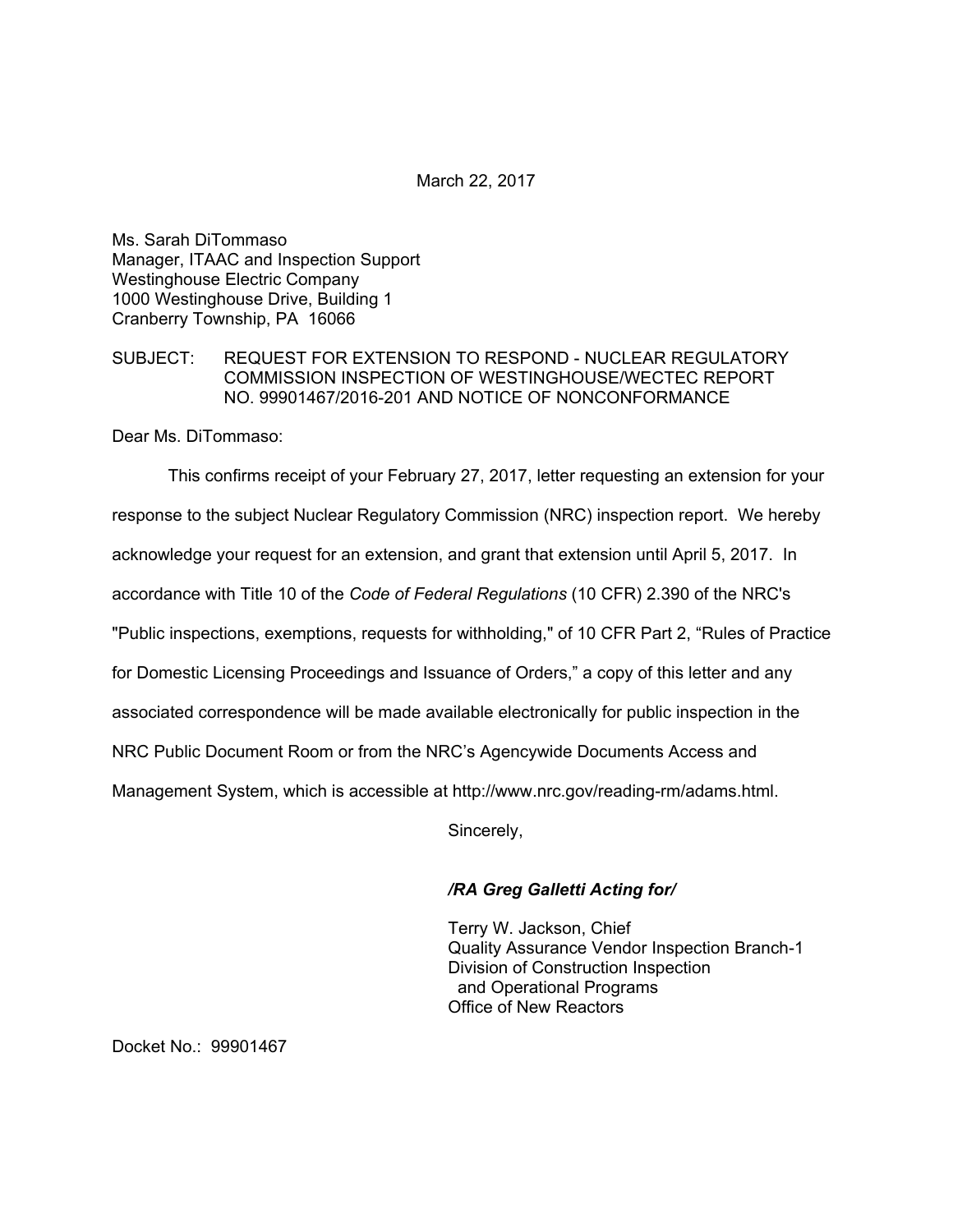March 22, 2017

Ms. Sarah DiTommaso
Manager, ITAAC and Inspection Support
Westinghouse Electric Company
1000 Westinghouse Drive, Building 1
Cranberry Township, PA 16066

SUBJECT: REQUEST FOR EXTENSION TO RESPOND - NUCLEAR REGULATORY COMMISSION INSPECTION OF WESTINGHOUSE/WECTEC REPORT NO. 99901467/2016-201 AND NOTICE OF NONCONFORMANCE

Dear Ms. DiTommaso:

This confirms receipt of your February 27, 2017, letter requesting an extension for your response to the subject Nuclear Regulatory Commission (NRC) inspection report. We hereby acknowledge your request for an extension, and grant that extension until April 5, 2017. In accordance with Title 10 of the *Code of Federal Regulations* (10 CFR) 2.390 of the NRC's "Public inspections, exemptions, requests for withholding," of 10 CFR Part 2, "Rules of Practice for Domestic Licensing Proceedings and Issuance of Orders," a copy of this letter and any associated correspondence will be made available electronically for public inspection in the NRC Public Document Room or from the NRC's Agencywide Documents Access and Management System, which is accessible at http://www.nrc.gov/reading-rm/adams.html.

Sincerely,

***/RA Greg Galletti Acting for/***

Terry W. Jackson, Chief
Quality Assurance Vendor Inspection Branch-1
Division of Construction Inspection
and Operational Programs
Office of New Reactors

Docket No.: 99901467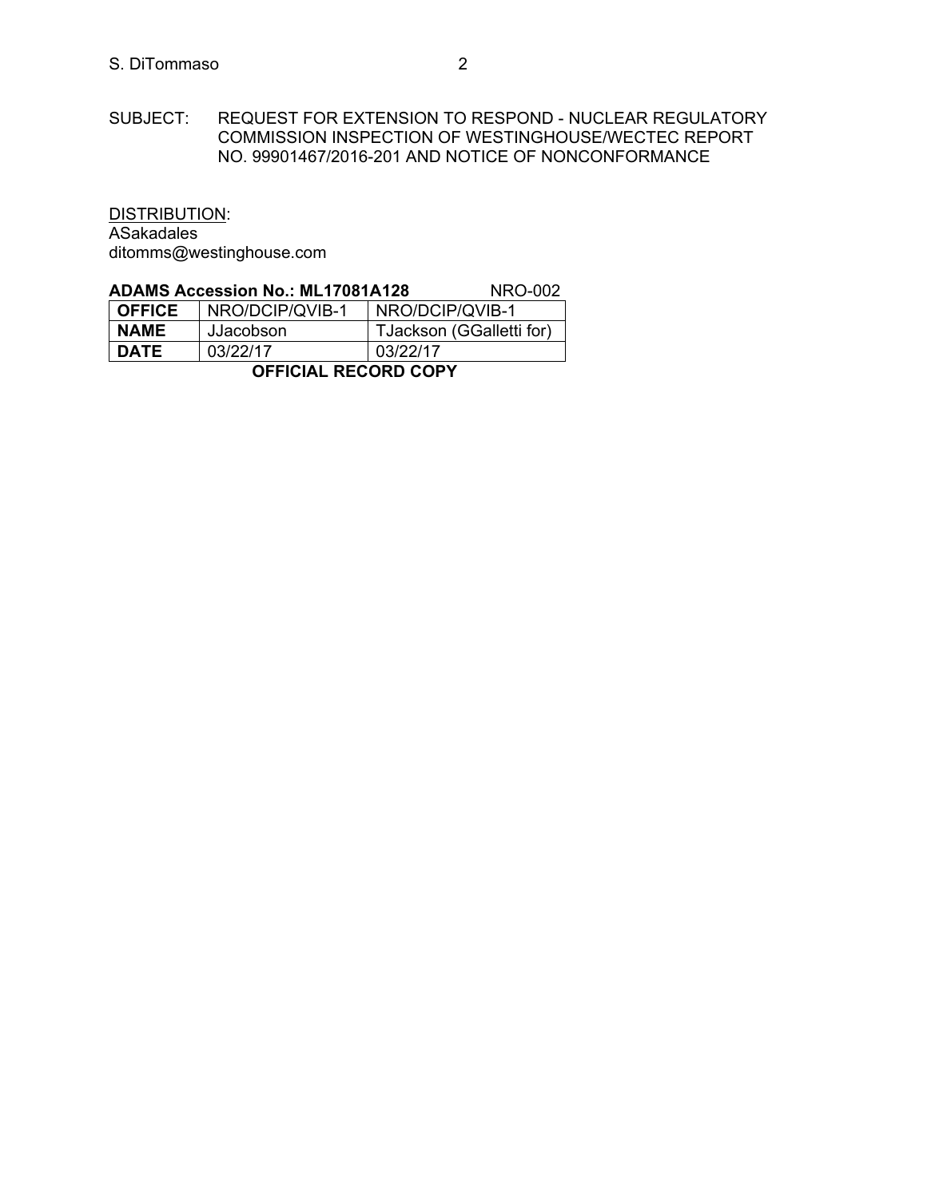SUBJECT: REQUEST FOR EXTENSION TO RESPOND - NUCLEAR REGULATORY COMMISSION INSPECTION OF WESTINGHOUSE/WECTEC REPORT NO. 99901467/2016-201 AND NOTICE OF NONCONFORMANCE

DISTRIBUTION:
ASakadales
ditomms@westinghouse.com

**ADAMS Accession No.: ML17081A128** NRO-002

| **OFFICE** | NRO/DCIP/QVIB-1 | NRO/DCIP/QVIB-1 |
|---|---|---|
| **NAME** | JJacobson | TJackson (GGalletti for) |
| **DATE** | 03/22/17 | 03/22/17 |

**OFFICIAL RECORD COPY**